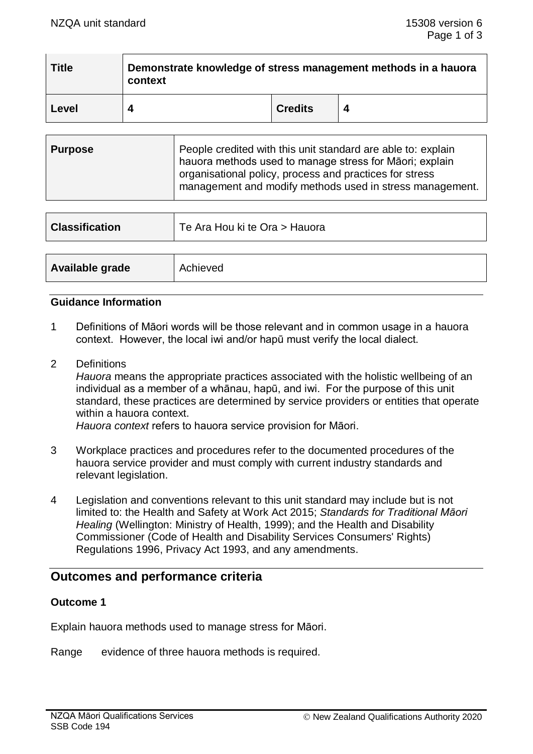| Title | Demonstrate knowledge of stress management methods in a hauora context | | |
|---|---|---|---|
| Level | 4 | Credits | 4 |

| Purpose | People credited with this unit standard are able to: explain hauora methods used to manage stress for Māori; explain organisational policy, process and practices for stress management and modify methods used in stress management. |
|---|---|

| Classification | Te Ara Hou ki te Ora > Hauora |
|---|---|

| Available grade | Achieved |
|---|---|

## Guidance Information

1 Definitions of Māori words will be those relevant and in common usage in a hauora context. However, the local iwi and/or hapū must verify the local dialect.

2 Definitions
*Hauora* means the appropriate practices associated with the holistic wellbeing of an individual as a member of a whānau, hapū, and iwi. For the purpose of this unit standard, these practices are determined by service providers or entities that operate within a hauora context.
*Hauora context* refers to hauora service provision for Māori.

3 Workplace practices and procedures refer to the documented procedures of the hauora service provider and must comply with current industry standards and relevant legislation.

4 Legislation and conventions relevant to this unit standard may include but is not limited to: the Health and Safety at Work Act 2015; *Standards for Traditional Māori Healing* (Wellington: Ministry of Health, 1999); and the Health and Disability Commissioner (Code of Health and Disability Services Consumers' Rights) Regulations 1996, Privacy Act 1993, and any amendments.

## Outcomes and performance criteria

### Outcome 1

Explain hauora methods used to manage stress for Māori.

Range evidence of three hauora methods is required.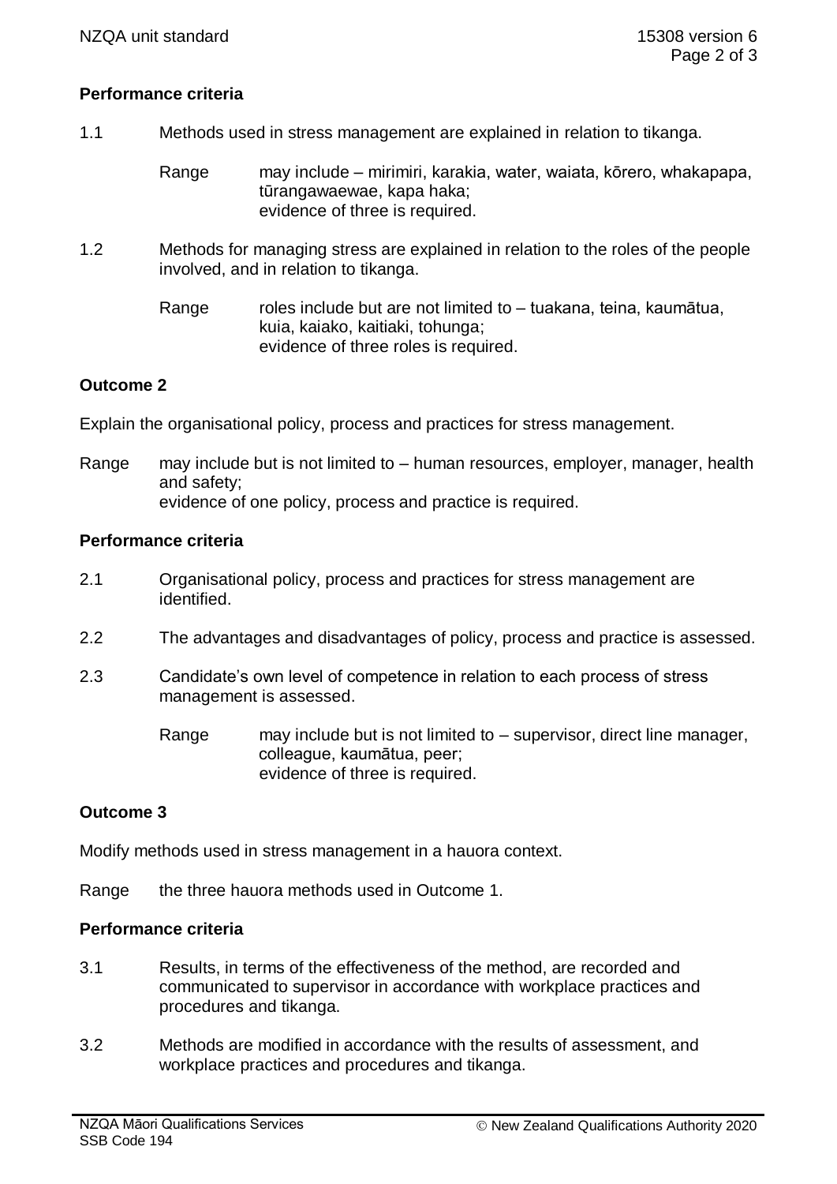## Performance criteria

1.1 Methods used in stress management are explained in relation to tikanga.

Range may include – mirimiri, karakia, water, waiata, kōrero, whakapapa, tūrangawaewae, kapa haka;
evidence of three is required.

1.2 Methods for managing stress are explained in relation to the roles of the people involved, and in relation to tikanga.

Range roles include but are not limited to – tuakana, teina, kaumātua, kuia, kaiako, kaitiaki, tohunga;
evidence of three roles is required.

## Outcome 2

Explain the organisational policy, process and practices for stress management.

Range may include but is not limited to – human resources, employer, manager, health and safety;
evidence of one policy, process and practice is required.

## Performance criteria

2.1 Organisational policy, process and practices for stress management are identified.

2.2 The advantages and disadvantages of policy, process and practice is assessed.

2.3 Candidate's own level of competence in relation to each process of stress management is assessed.

Range may include but is not limited to – supervisor, direct line manager, colleague, kaumātua, peer;
evidence of three is required.

## Outcome 3

Modify methods used in stress management in a hauora context.

Range the three hauora methods used in Outcome 1.

## Performance criteria

3.1 Results, in terms of the effectiveness of the method, are recorded and communicated to supervisor in accordance with workplace practices and procedures and tikanga.

3.2 Methods are modified in accordance with the results of assessment, and workplace practices and procedures and tikanga.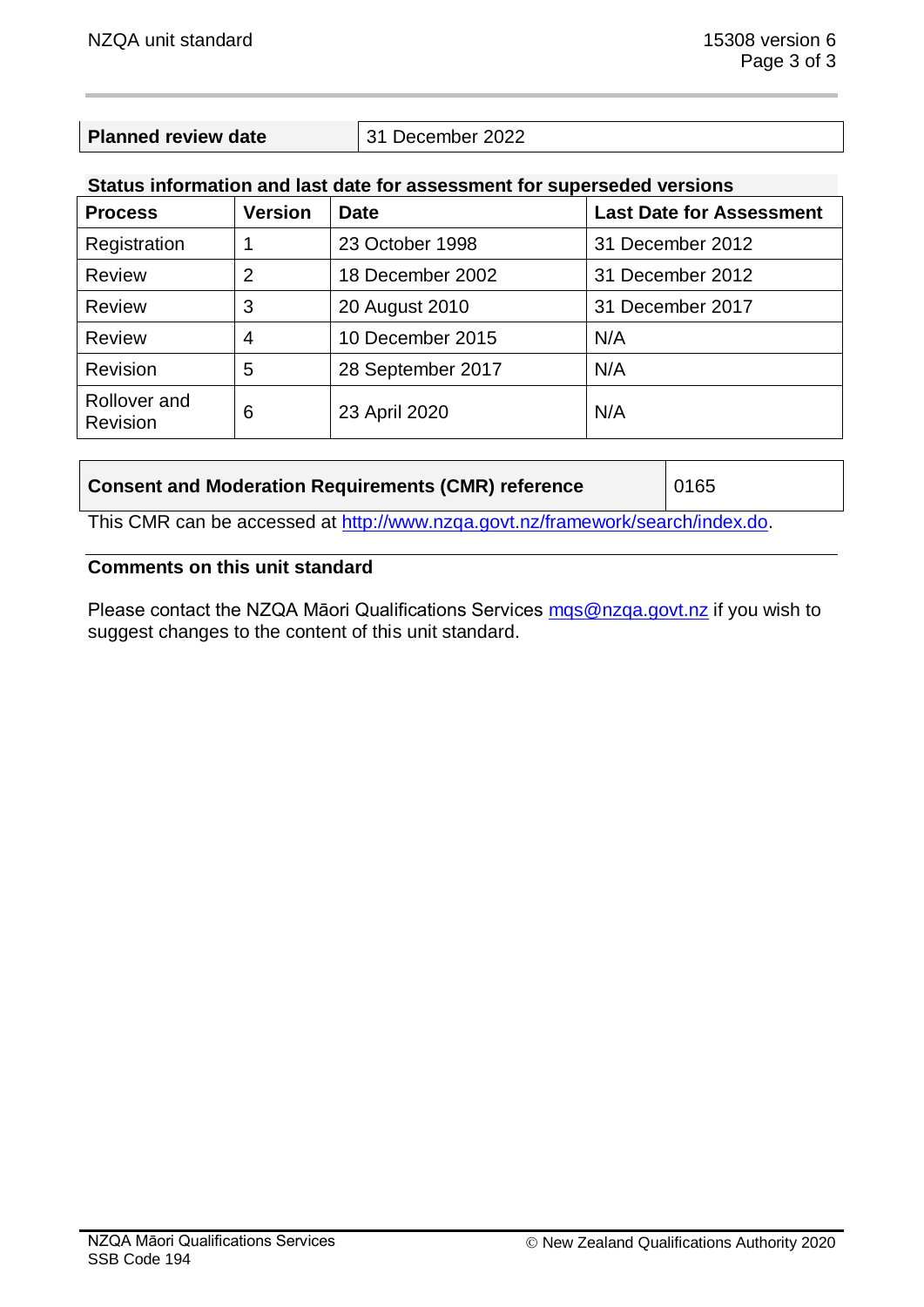| Planned review date | 31 December 2022 |
| --- | --- |

**Status information and last date for assessment for superseded versions**

| Process | Version | Date | Last Date for Assessment |
| --- | --- | --- | --- |
| Registration | 1 | 23 October 1998 | 31 December 2012 |
| Review | 2 | 18 December 2002 | 31 December 2012 |
| Review | 3 | 20 August 2010 | 31 December 2017 |
| Review | 4 | 10 December 2015 | N/A |
| Revision | 5 | 28 September 2017 | N/A |
| Rollover and Revision | 6 | 23 April 2020 | N/A |

| Consent and Moderation Requirements (CMR) reference | 0165 |
| --- | --- |

This CMR can be accessed at http://www.nzqa.govt.nz/framework/search/index.do.

**Comments on this unit standard**

Please contact the NZQA Māori Qualifications Services mqs@nzqa.govt.nz if you wish to suggest changes to the content of this unit standard.